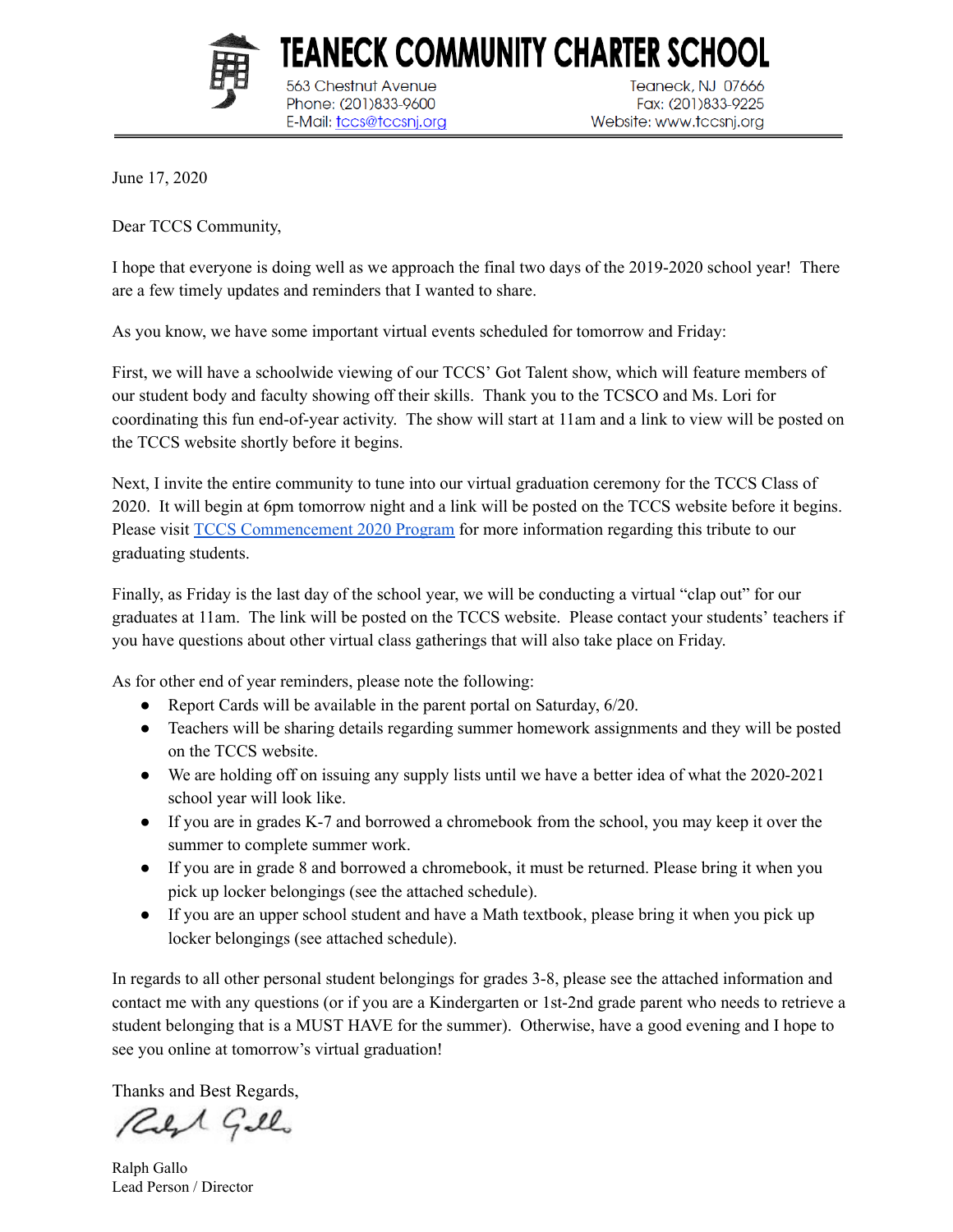# TEANECK COMMUNITY CHARTER SCHOOL

563 Chestnut Avenue
Teaneck, NJ 07666
Phone: (201)833-9600
Fax: (201)833-9225
E-Mail: tccs@tccsnj.org
Website: www.tccsnj.org

June 17, 2020

Dear TCCS Community,

I hope that everyone is doing well as we approach the final two days of the 2019-2020 school year! There are a few timely updates and reminders that I wanted to share.

As you know, we have some important virtual events scheduled for tomorrow and Friday:

First, we will have a schoolwide viewing of our TCCS' Got Talent show, which will feature members of our student body and faculty showing off their skills. Thank you to the TCSCO and Ms. Lori for coordinating this fun end-of-year activity. The show will start at 11am and a link to view will be posted on the TCCS website shortly before it begins.

Next, I invite the entire community to tune into our virtual graduation ceremony for the TCCS Class of 2020. It will begin at 6pm tomorrow night and a link will be posted on the TCCS website before it begins. Please visit TCCS Commencement 2020 Program for more information regarding this tribute to our graduating students.

Finally, as Friday is the last day of the school year, we will be conducting a virtual "clap out" for our graduates at 11am. The link will be posted on the TCCS website. Please contact your students' teachers if you have questions about other virtual class gatherings that will also take place on Friday.

As for other end of year reminders, please note the following:

- Report Cards will be available in the parent portal on Saturday, 6/20.
- Teachers will be sharing details regarding summer homework assignments and they will be posted on the TCCS website.
- We are holding off on issuing any supply lists until we have a better idea of what the 2020-2021 school year will look like.
- If you are in grades K-7 and borrowed a chromebook from the school, you may keep it over the summer to complete summer work.
- If you are in grade 8 and borrowed a chromebook, it must be returned. Please bring it when you pick up locker belongings (see the attached schedule).
- If you are an upper school student and have a Math textbook, please bring it when you pick up locker belongings (see attached schedule).

In regards to all other personal student belongings for grades 3-8, please see the attached information and contact me with any questions (or if you are a Kindergarten or 1st-2nd grade parent who needs to retrieve a student belonging that is a MUST HAVE for the summer). Otherwise, have a good evening and I hope to see you online at tomorrow's virtual graduation!

Thanks and Best Regards,

Ralph Gallo
Lead Person / Director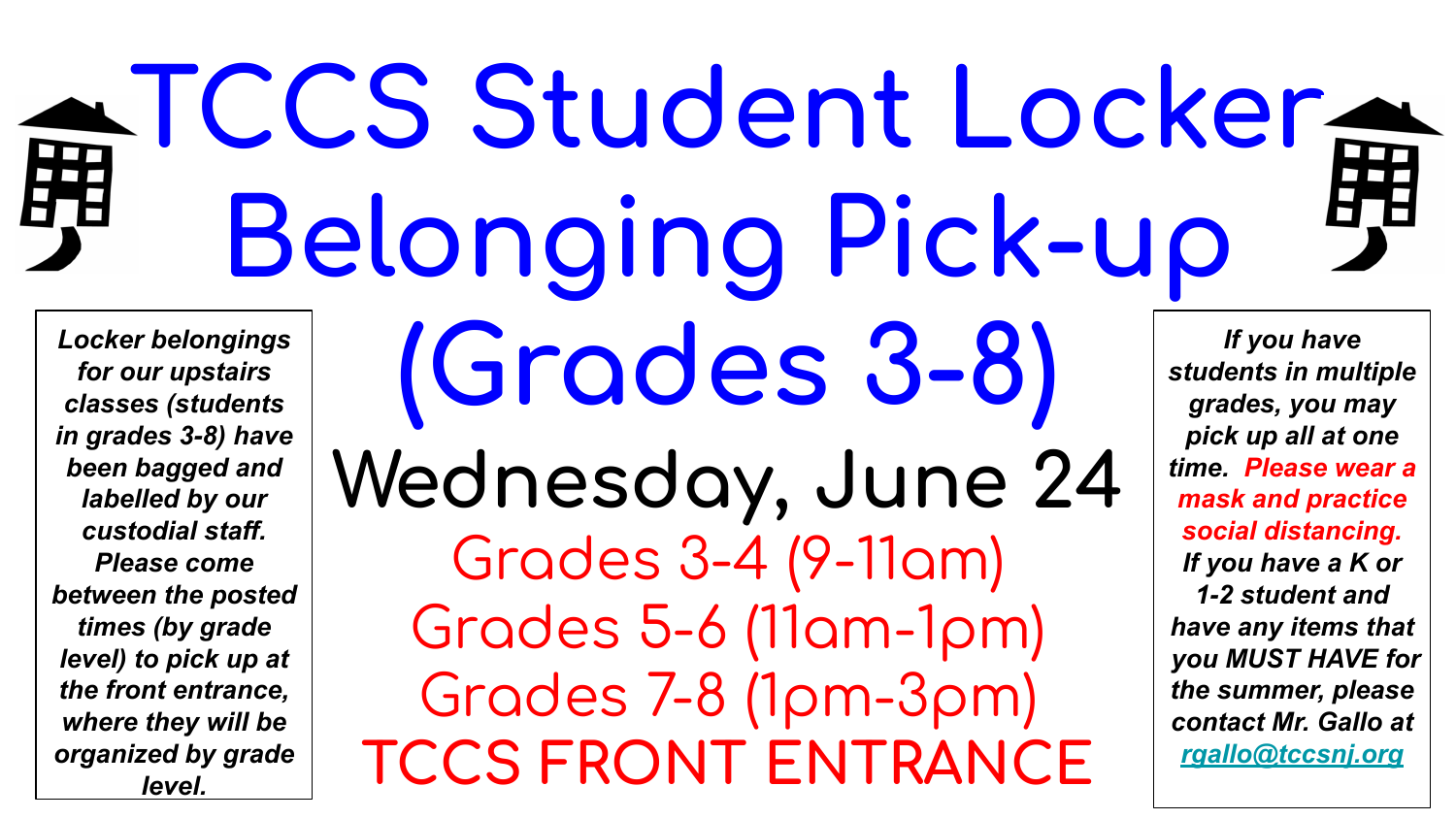# TCCS Student Locker Belonging Pick-up (Grades 3-8)

*Locker belongings for our upstairs classes (students in grades 3-8) have been bagged and labelled by our custodial staff. Please come between the posted times (by grade level) to pick up at the front entrance, where they will be organized by grade level.*

## Wednesday, June 24

Grades 3-4 (9-11am)

Grades 5-6 (11am-1pm)

Grades 7-8 (1pm-3pm)

**TCCS FRONT ENTRANCE**

***If you have students in multiple grades, you may pick up all at one time. Please wear a mask and practice social distancing. If you have a K or 1-2 student and have any items that you MUST HAVE for the summer, please contact Mr. Gallo at rgallo@tccsnj.org***